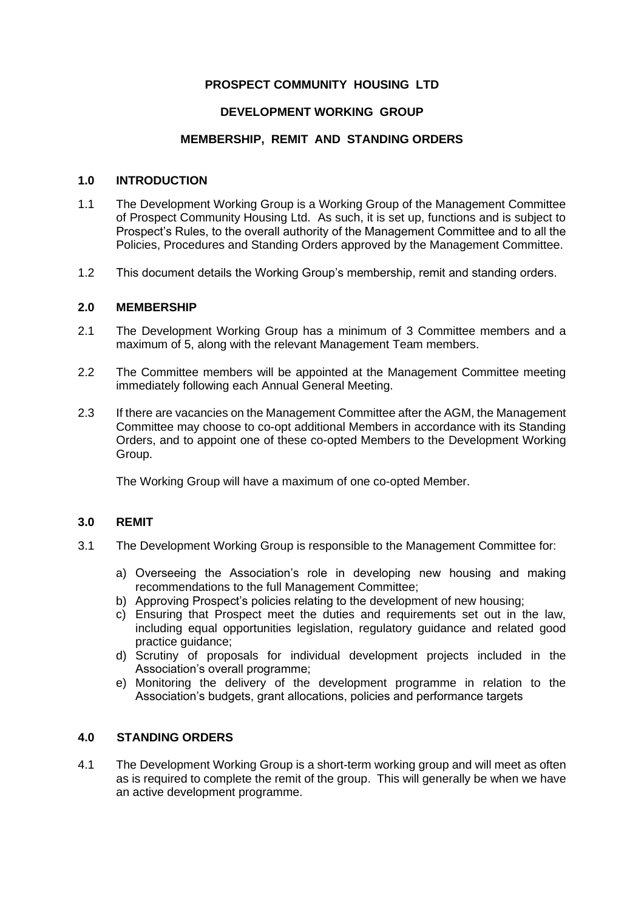# PROSPECT COMMUNITY HOUSING LTD

## DEVELOPMENT WORKING GROUP

## MEMBERSHIP, REMIT AND STANDING ORDERS

### 1.0 INTRODUCTION

1.1 The Development Working Group is a Working Group of the Management Committee of Prospect Community Housing Ltd. As such, it is set up, functions and is subject to Prospect's Rules, to the overall authority of the Management Committee and to all the Policies, Procedures and Standing Orders approved by the Management Committee.

1.2 This document details the Working Group's membership, remit and standing orders.

### 2.0 MEMBERSHIP

2.1 The Development Working Group has a minimum of 3 Committee members and a maximum of 5, along with the relevant Management Team members.

2.2 The Committee members will be appointed at the Management Committee meeting immediately following each Annual General Meeting.

2.3 If there are vacancies on the Management Committee after the AGM, the Management Committee may choose to co-opt additional Members in accordance with its Standing Orders, and to appoint one of these co-opted Members to the Development Working Group.

The Working Group will have a maximum of one co-opted Member.

### 3.0 REMIT

3.1 The Development Working Group is responsible to the Management Committee for:

a) Overseeing the Association's role in developing new housing and making recommendations to the full Management Committee;
b) Approving Prospect's policies relating to the development of new housing;
c) Ensuring that Prospect meet the duties and requirements set out in the law, including equal opportunities legislation, regulatory guidance and related good practice guidance;
d) Scrutiny of proposals for individual development projects included in the Association's overall programme;
e) Monitoring the delivery of the development programme in relation to the Association's budgets, grant allocations, policies and performance targets

### 4.0 STANDING ORDERS

4.1 The Development Working Group is a short-term working group and will meet as often as is required to complete the remit of the group. This will generally be when we have an active development programme.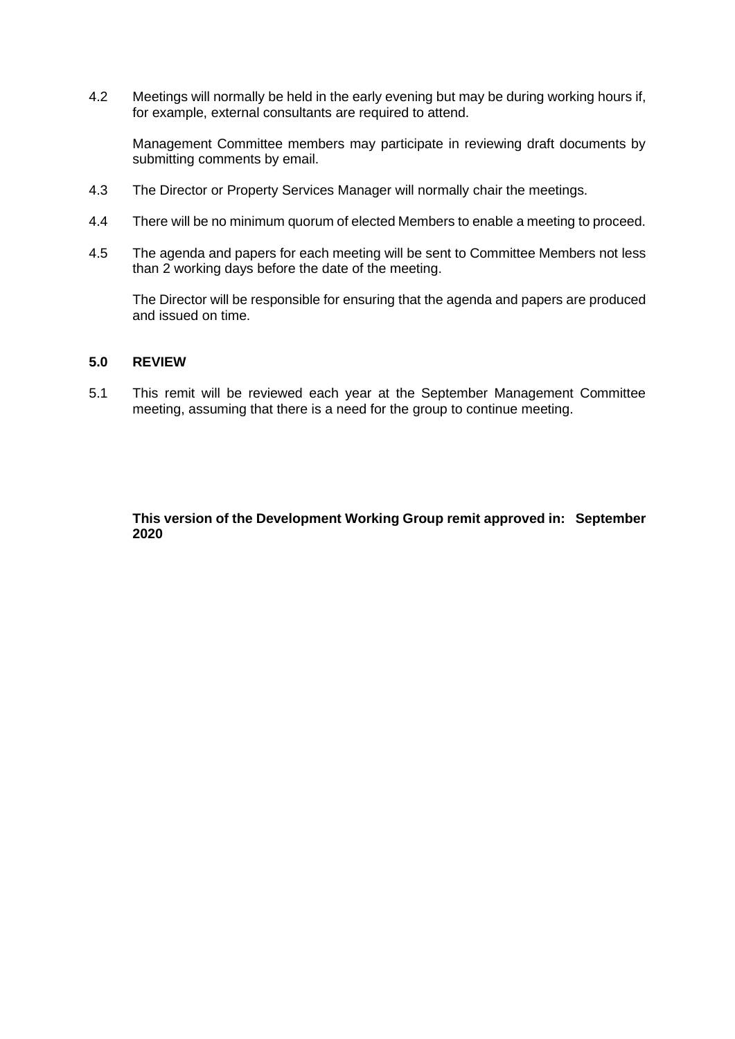4.2 Meetings will normally be held in the early evening but may be during working hours if, for example, external consultants are required to attend.

Management Committee members may participate in reviewing draft documents by submitting comments by email.

4.3 The Director or Property Services Manager will normally chair the meetings.

4.4 There will be no minimum quorum of elected Members to enable a meeting to proceed.

4.5 The agenda and papers for each meeting will be sent to Committee Members not less than 2 working days before the date of the meeting.

The Director will be responsible for ensuring that the agenda and papers are produced and issued on time.

## 5.0 REVIEW

5.1 This remit will be reviewed each year at the September Management Committee meeting, assuming that there is a need for the group to continue meeting.

**This version of the Development Working Group remit approved in: September 2020**